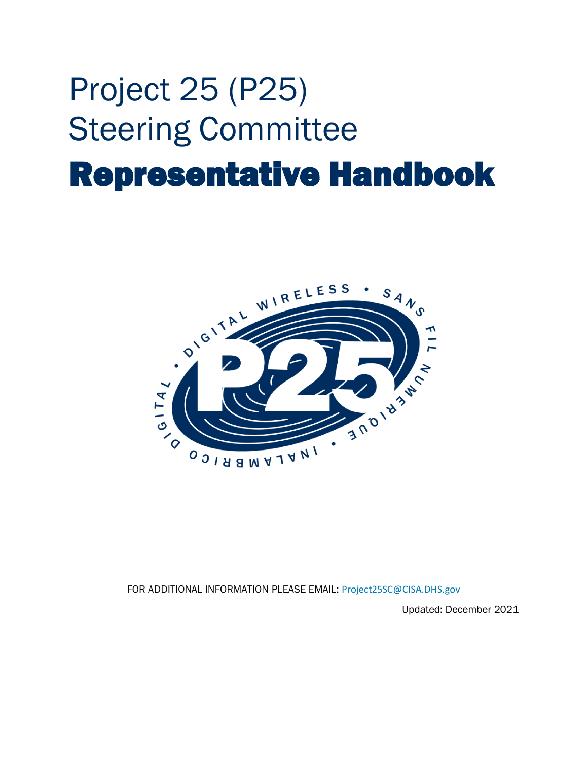# Project 25 (P25)
# Steering Committee
# **Representative Handbook**

FOR ADDITIONAL INFORMATION PLEASE EMAIL: Project25SC@CISA.DHS.gov

Updated: December 2021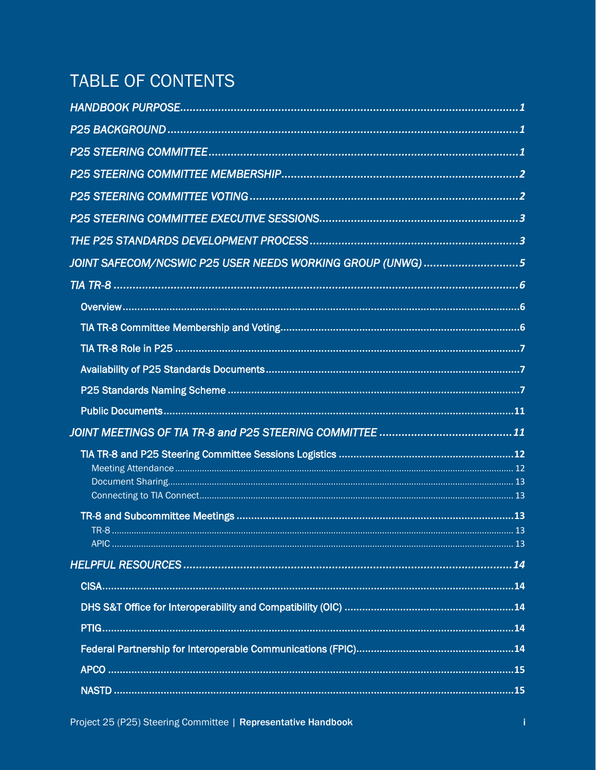# TABLE OF CONTENTS

*HANDBOOK PURPOSE* .......... *1*

*P25 BACKGROUND* .......... *1*

*P25 STEERING COMMITTEE* .......... *1*

*P25 STEERING COMMITTEE MEMBERSHIP* .......... *2*

*P25 STEERING COMMITTEE VOTING* .......... *2*

*P25 STEERING COMMITTEE EXECUTIVE SESSIONS* .......... *3*

*THE P25 STANDARDS DEVELOPMENT PROCESS* .......... *3*

*JOINT SAFECOM/NCSWIC P25 USER NEEDS WORKING GROUP (UNWG)* .......... *5*

*TIA TR-8* .......... *6*

- Overview .......... 6
- TIA TR-8 Committee Membership and Voting .......... 6
- TIA TR-8 Role in P25 .......... 7
- Availability of P25 Standards Documents .......... 7
- P25 Standards Naming Scheme .......... 7
- Public Documents .......... 11

*JOINT MEETINGS OF TIA TR-8 and P25 STEERING COMMITTEE* .......... *11*

- TIA TR-8 and P25 Steering Committee Sessions Logistics .......... 12
  - Meeting Attendance .......... 12
  - Document Sharing .......... 13
  - Connecting to TIA Connect .......... 13
- TR-8 and Subcommittee Meetings .......... 13
  - TR-8 .......... 13
  - APIC .......... 13

*HELPFUL RESOURCES* .......... *14*

- CISA .......... 14
- DHS S&T Office for Interoperability and Compatibility (OIC) .......... 14
- PTIG .......... 14
- Federal Partnership for Interoperable Communications (FPIC) .......... 14
- APCO .......... 15
- NASTD .......... 15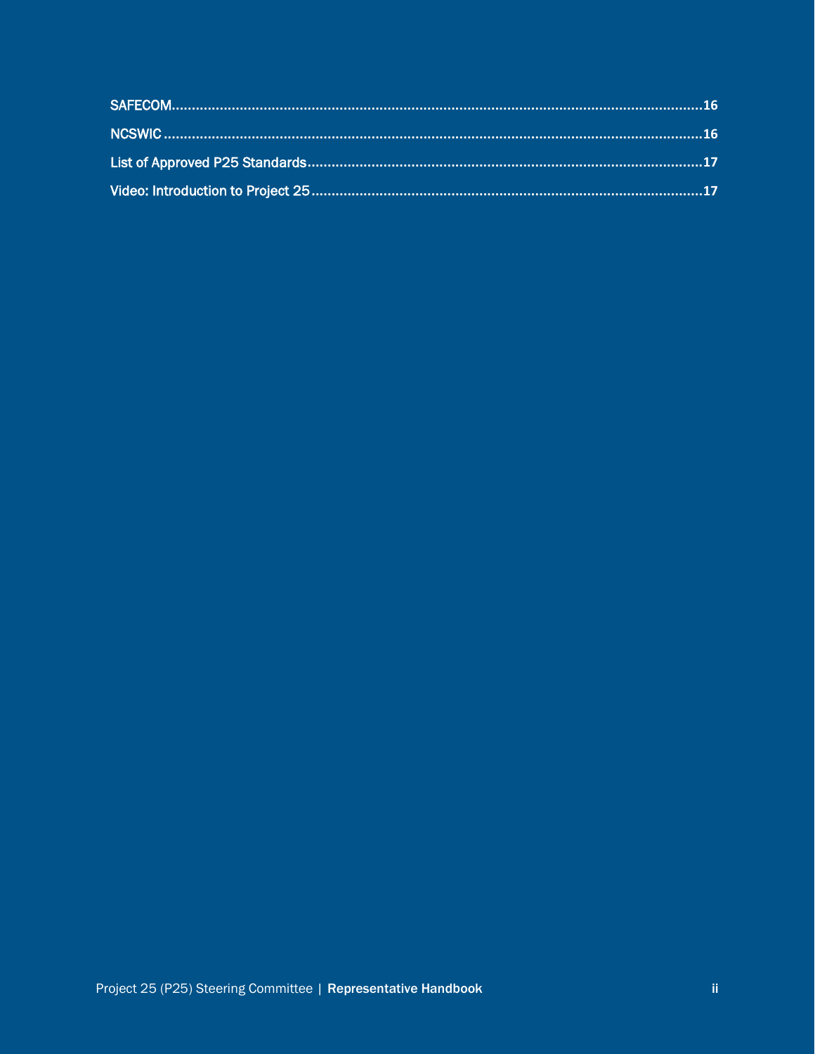SAFECOM....................................................................................................................................16

NCSWIC .....................................................................................................................................16

List of Approved P25 Standards...................................................................................................17

Video: Introduction to Project 25 ..................................................................................................17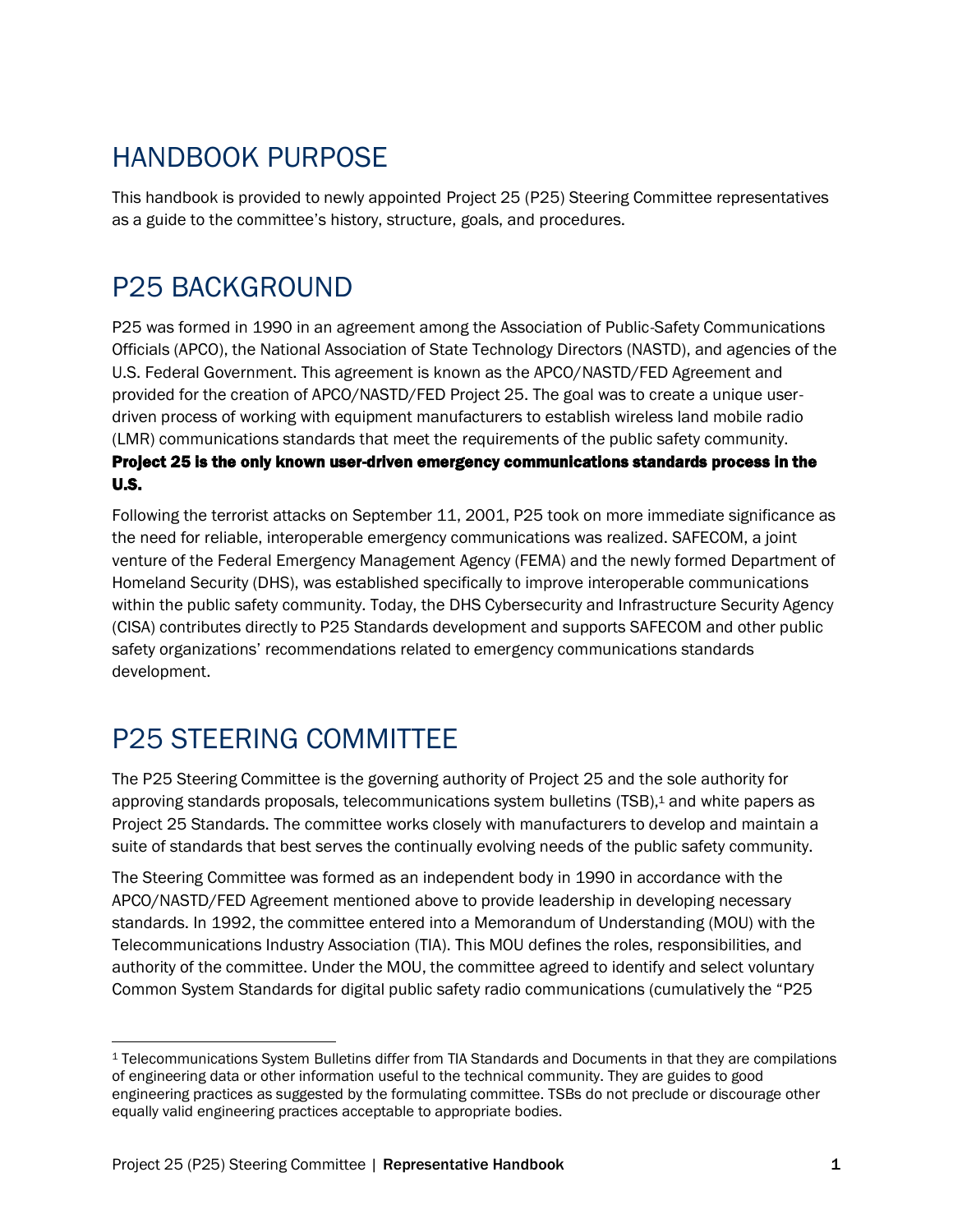# HANDBOOK PURPOSE

This handbook is provided to newly appointed Project 25 (P25) Steering Committee representatives as a guide to the committee's history, structure, goals, and procedures.

# P25 BACKGROUND

P25 was formed in 1990 in an agreement among the Association of Public-Safety Communications Officials (APCO), the National Association of State Technology Directors (NASTD), and agencies of the U.S. Federal Government. This agreement is known as the APCO/NASTD/FED Agreement and provided for the creation of APCO/NASTD/FED Project 25. The goal was to create a unique user-driven process of working with equipment manufacturers to establish wireless land mobile radio (LMR) communications standards that meet the requirements of the public safety community.

**Project 25 is the only known user-driven emergency communications standards process in the U.S.**

Following the terrorist attacks on September 11, 2001, P25 took on more immediate significance as the need for reliable, interoperable emergency communications was realized. SAFECOM, a joint venture of the Federal Emergency Management Agency (FEMA) and the newly formed Department of Homeland Security (DHS), was established specifically to improve interoperable communications within the public safety community. Today, the DHS Cybersecurity and Infrastructure Security Agency (CISA) contributes directly to P25 Standards development and supports SAFECOM and other public safety organizations' recommendations related to emergency communications standards development.

# P25 STEERING COMMITTEE

The P25 Steering Committee is the governing authority of Project 25 and the sole authority for approving standards proposals, telecommunications system bulletins (TSB),[1] and white papers as Project 25 Standards. The committee works closely with manufacturers to develop and maintain a suite of standards that best serves the continually evolving needs of the public safety community.

The Steering Committee was formed as an independent body in 1990 in accordance with the APCO/NASTD/FED Agreement mentioned above to provide leadership in developing necessary standards. In 1992, the committee entered into a Memorandum of Understanding (MOU) with the Telecommunications Industry Association (TIA). This MOU defines the roles, responsibilities, and authority of the committee. Under the MOU, the committee agreed to identify and select voluntary Common System Standards for digital public safety radio communications (cumulatively the "P25

[1] Telecommunications System Bulletins differ from TIA Standards and Documents in that they are compilations of engineering data or other information useful to the technical community. They are guides to good engineering practices as suggested by the formulating committee. TSBs do not preclude or discourage other equally valid engineering practices acceptable to appropriate bodies.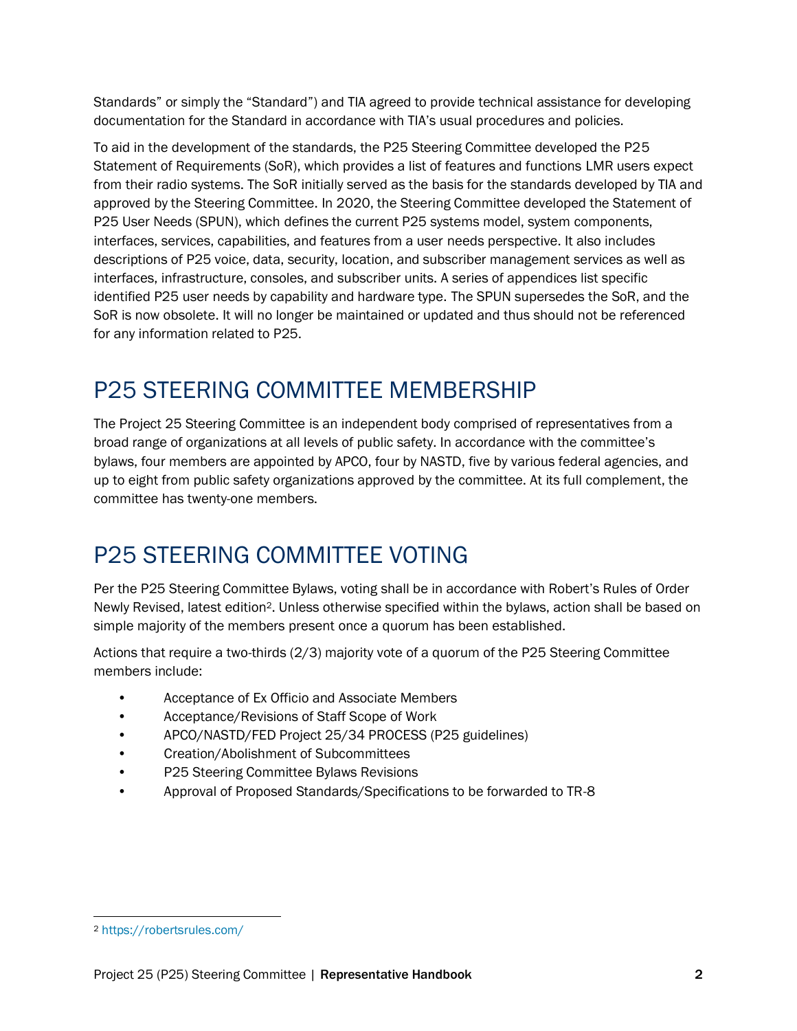Standards" or simply the "Standard") and TIA agreed to provide technical assistance for developing documentation for the Standard in accordance with TIA's usual procedures and policies.

To aid in the development of the standards, the P25 Steering Committee developed the P25 Statement of Requirements (SoR), which provides a list of features and functions LMR users expect from their radio systems. The SoR initially served as the basis for the standards developed by TIA and approved by the Steering Committee. In 2020, the Steering Committee developed the Statement of P25 User Needs (SPUN), which defines the current P25 systems model, system components, interfaces, services, capabilities, and features from a user needs perspective. It also includes descriptions of P25 voice, data, security, location, and subscriber management services as well as interfaces, infrastructure, consoles, and subscriber units. A series of appendices list specific identified P25 user needs by capability and hardware type. The SPUN supersedes the SoR, and the SoR is now obsolete. It will no longer be maintained or updated and thus should not be referenced for any information related to P25.

# P25 STEERING COMMITTEE MEMBERSHIP

The Project 25 Steering Committee is an independent body comprised of representatives from a broad range of organizations at all levels of public safety. In accordance with the committee's bylaws, four members are appointed by APCO, four by NASTD, five by various federal agencies, and up to eight from public safety organizations approved by the committee. At its full complement, the committee has twenty-one members.

# P25 STEERING COMMITTEE VOTING

Per the P25 Steering Committee Bylaws, voting shall be in accordance with Robert's Rules of Order Newly Revised, latest edition[2]. Unless otherwise specified within the bylaws, action shall be based on simple majority of the members present once a quorum has been established.

Actions that require a two-thirds (2/3) majority vote of a quorum of the P25 Steering Committee members include:

- Acceptance of Ex Officio and Associate Members
- Acceptance/Revisions of Staff Scope of Work
- APCO/NASTD/FED Project 25/34 PROCESS (P25 guidelines)
- Creation/Abolishment of Subcommittees
- P25 Steering Committee Bylaws Revisions
- Approval of Proposed Standards/Specifications to be forwarded to TR-8

[2] https://robertsrules.com/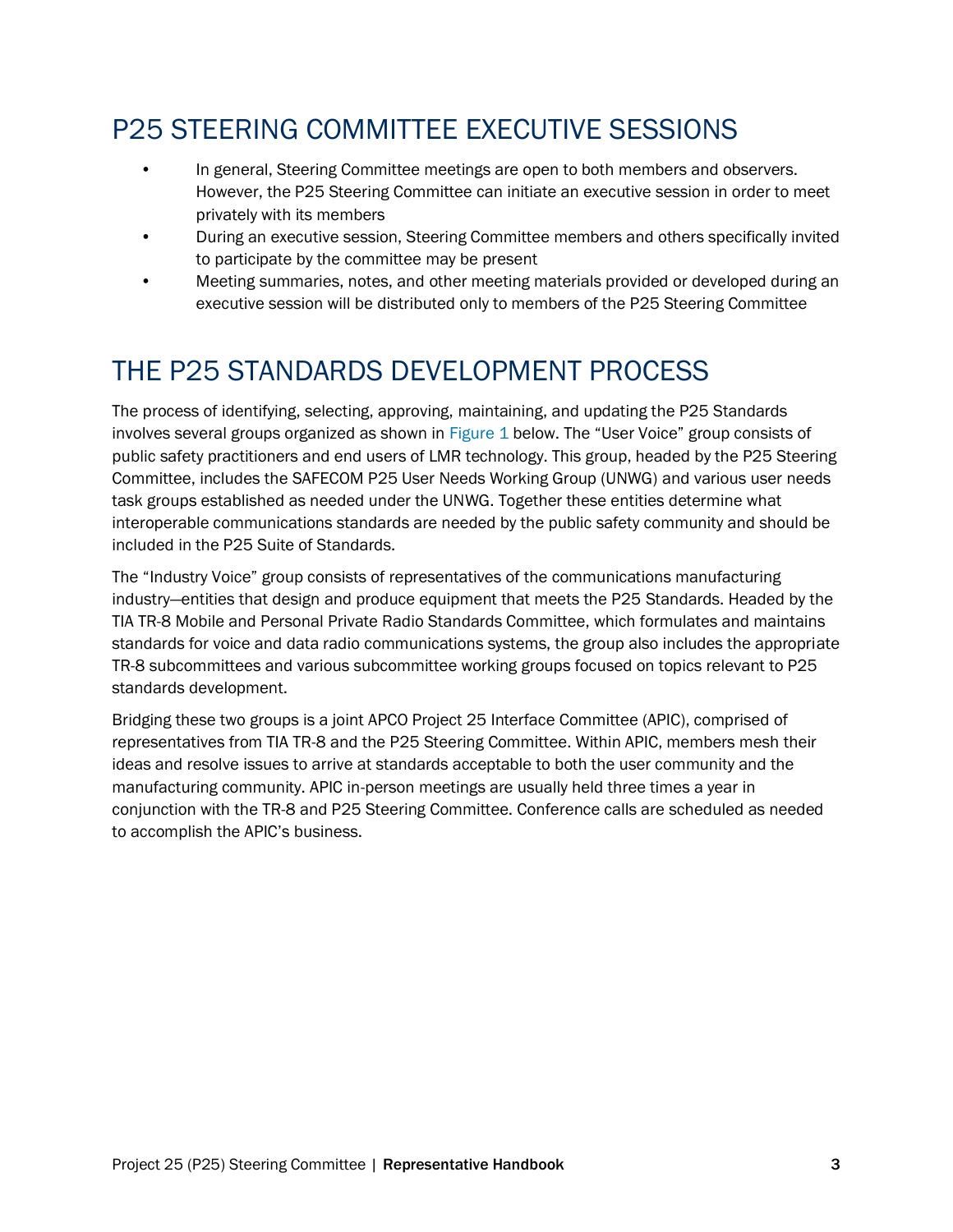## P25 STEERING COMMITTEE EXECUTIVE SESSIONS

- In general, Steering Committee meetings are open to both members and observers. However, the P25 Steering Committee can initiate an executive session in order to meet privately with its members
- During an executive session, Steering Committee members and others specifically invited to participate by the committee may be present
- Meeting summaries, notes, and other meeting materials provided or developed during an executive session will be distributed only to members of the P25 Steering Committee

## THE P25 STANDARDS DEVELOPMENT PROCESS

The process of identifying, selecting, approving, maintaining, and updating the P25 Standards involves several groups organized as shown in Figure 1 below. The "User Voice" group consists of public safety practitioners and end users of LMR technology. This group, headed by the P25 Steering Committee, includes the SAFECOM P25 User Needs Working Group (UNWG) and various user needs task groups established as needed under the UNWG. Together these entities determine what interoperable communications standards are needed by the public safety community and should be included in the P25 Suite of Standards.

The "Industry Voice" group consists of representatives of the communications manufacturing industry—entities that design and produce equipment that meets the P25 Standards. Headed by the TIA TR-8 Mobile and Personal Private Radio Standards Committee, which formulates and maintains standards for voice and data radio communications systems, the group also includes the appropriate TR-8 subcommittees and various subcommittee working groups focused on topics relevant to P25 standards development.

Bridging these two groups is a joint APCO Project 25 Interface Committee (APIC), comprised of representatives from TIA TR-8 and the P25 Steering Committee. Within APIC, members mesh their ideas and resolve issues to arrive at standards acceptable to both the user community and the manufacturing community. APIC in-person meetings are usually held three times a year in conjunction with the TR-8 and P25 Steering Committee. Conference calls are scheduled as needed to accomplish the APIC's business.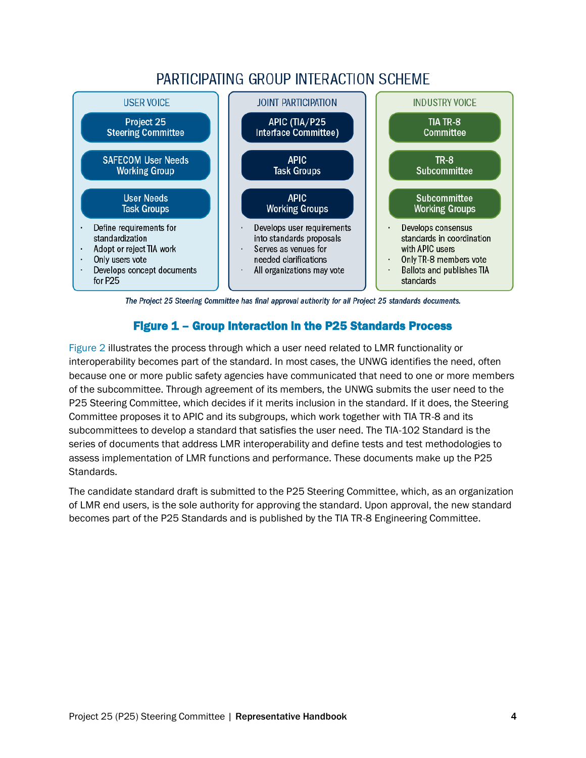## PARTICIPATING GROUP INTERACTION SCHEME

| USER VOICE | JOINT PARTICIPATION | INDUSTRY VOICE |
|---|---|---|
| Project 25 Steering Committee | APIC (TIA/P25 Interface Committee) | TIA TR-8 Committee |
| SAFECOM User Needs Working Group | APIC Task Groups | TR-8 Subcommittee |
| User Needs Task Groups | APIC Working Groups | Subcommittee Working Groups |
| • Define requirements for standardization<br>• Adopt or reject TIA work<br>• Only users vote<br>• Develops concept documents for P25 | • Develops user requirements into standards proposals<br>• Serves as venues for needed clarifications<br>• All organizations may vote | • Develops consensus standards in coordination with APIC users<br>• Only TR-8 members vote<br>• Ballots and publishes TIA standards |

*The Project 25 Steering Committee has final approval authority for all Project 25 standards documents.*

**Figure 1 – Group Interaction in the P25 Standards Process**

Figure 2 illustrates the process through which a user need related to LMR functionality or interoperability becomes part of the standard. In most cases, the UNWG identifies the need, often because one or more public safety agencies have communicated that need to one or more members of the subcommittee. Through agreement of its members, the UNWG submits the user need to the P25 Steering Committee, which decides if it merits inclusion in the standard. If it does, the Steering Committee proposes it to APIC and its subgroups, which work together with TIA TR-8 and its subcommittees to develop a standard that satisfies the user need. The TIA-102 Standard is the series of documents that address LMR interoperability and define tests and test methodologies to assess implementation of LMR functions and performance. These documents make up the P25 Standards.

The candidate standard draft is submitted to the P25 Steering Committee, which, as an organization of LMR end users, is the sole authority for approving the standard. Upon approval, the new standard becomes part of the P25 Standards and is published by the TIA TR-8 Engineering Committee.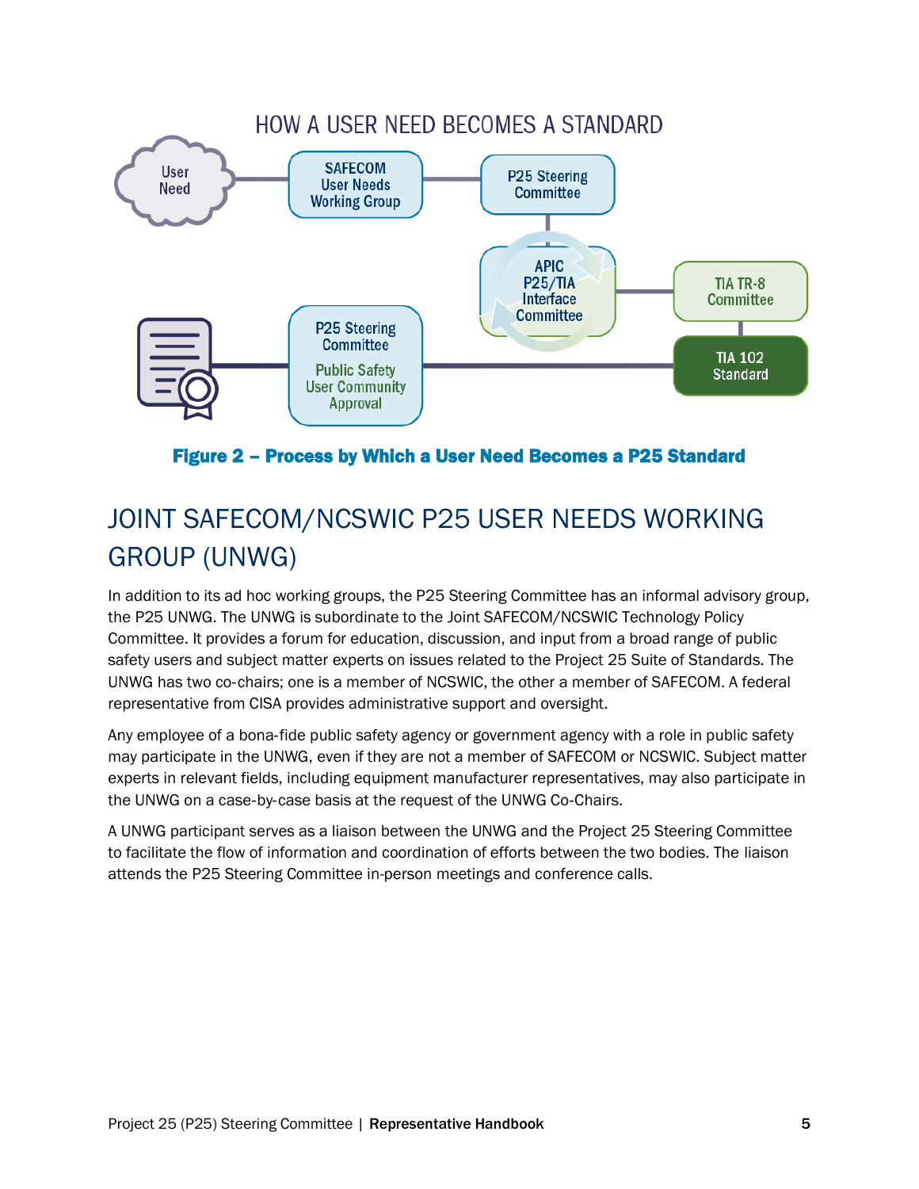HOW A USER NEED BECOMES A STANDARD

User Need

SAFECOM User Needs Working Group

P25 Steering Committee

APIC P25/TIA Interface Committee

TIA TR-8 Committee

TIA 102 Standard

P25 Steering Committee

Public Safety User Community Approval

**Figure 2 – Process by Which a User Need Becomes a P25 Standard**

## JOINT SAFECOM/NCSWIC P25 USER NEEDS WORKING GROUP (UNWG)

In addition to its ad hoc working groups, the P25 Steering Committee has an informal advisory group, the P25 UNWG. The UNWG is subordinate to the Joint SAFECOM/NCSWIC Technology Policy Committee. It provides a forum for education, discussion, and input from a broad range of public safety users and subject matter experts on issues related to the Project 25 Suite of Standards. The UNWG has two co-chairs; one is a member of NCSWIC, the other a member of SAFECOM. A federal representative from CISA provides administrative support and oversight.

Any employee of a bona-fide public safety agency or government agency with a role in public safety may participate in the UNWG, even if they are not a member of SAFECOM or NCSWIC. Subject matter experts in relevant fields, including equipment manufacturer representatives, may also participate in the UNWG on a case-by-case basis at the request of the UNWG Co-Chairs.

A UNWG participant serves as a liaison between the UNWG and the Project 25 Steering Committee to facilitate the flow of information and coordination of efforts between the two bodies. The liaison attends the P25 Steering Committee in-person meetings and conference calls.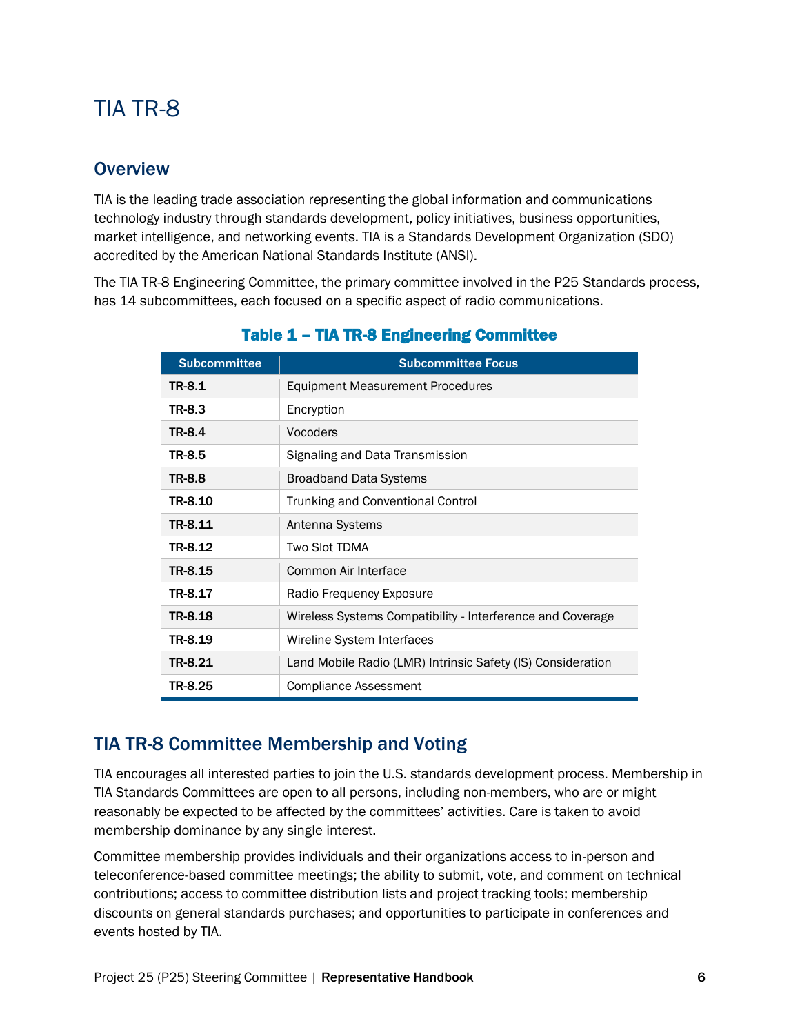# TIA TR-8

## Overview

TIA is the leading trade association representing the global information and communications technology industry through standards development, policy initiatives, business opportunities, market intelligence, and networking events. TIA is a Standards Development Organization (SDO) accredited by the American National Standards Institute (ANSI).

The TIA TR-8 Engineering Committee, the primary committee involved in the P25 Standards process, has 14 subcommittees, each focused on a specific aspect of radio communications.

**Table 1 – TIA TR-8 Engineering Committee**

| Subcommittee | Subcommittee Focus |
|---|---|
| **TR-8.1** | Equipment Measurement Procedures |
| **TR-8.3** | Encryption |
| **TR-8.4** | Vocoders |
| **TR-8.5** | Signaling and Data Transmission |
| **TR-8.8** | Broadband Data Systems |
| **TR-8.10** | Trunking and Conventional Control |
| **TR-8.11** | Antenna Systems |
| **TR-8.12** | Two Slot TDMA |
| **TR-8.15** | Common Air Interface |
| **TR-8.17** | Radio Frequency Exposure |
| **TR-8.18** | Wireless Systems Compatibility - Interference and Coverage |
| **TR-8.19** | Wireline System Interfaces |
| **TR-8.21** | Land Mobile Radio (LMR) Intrinsic Safety (IS) Consideration |
| **TR-8.25** | Compliance Assessment |

## TIA TR-8 Committee Membership and Voting

TIA encourages all interested parties to join the U.S. standards development process. Membership in TIA Standards Committees are open to all persons, including non-members, who are or might reasonably be expected to be affected by the committees' activities. Care is taken to avoid membership dominance by any single interest.

Committee membership provides individuals and their organizations access to in-person and teleconference-based committee meetings; the ability to submit, vote, and comment on technical contributions; access to committee distribution lists and project tracking tools; membership discounts on general standards purchases; and opportunities to participate in conferences and events hosted by TIA.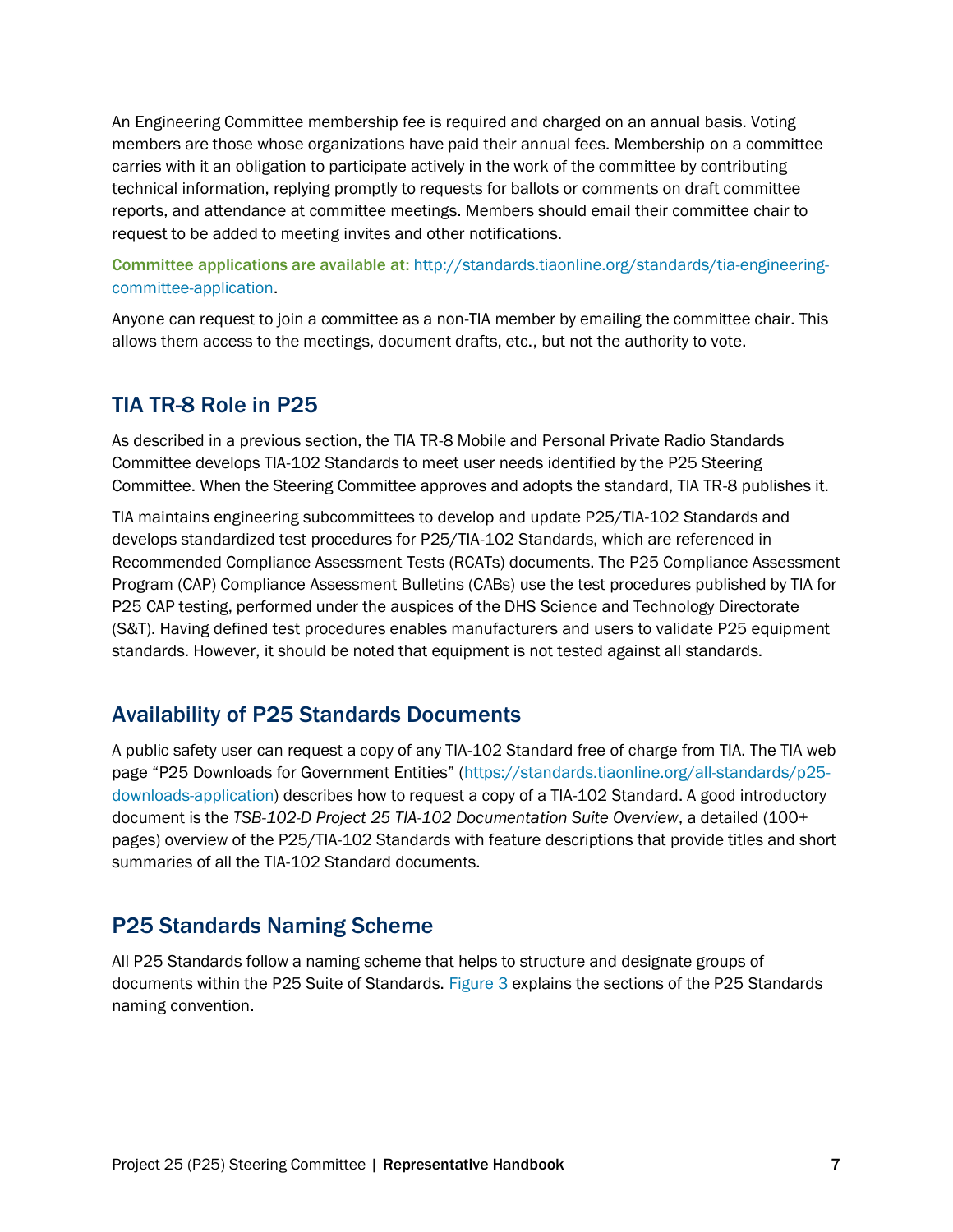An Engineering Committee membership fee is required and charged on an annual basis. Voting members are those whose organizations have paid their annual fees. Membership on a committee carries with it an obligation to participate actively in the work of the committee by contributing technical information, replying promptly to requests for ballots or comments on draft committee reports, and attendance at committee meetings. Members should email their committee chair to request to be added to meeting invites and other notifications.

**Committee applications are available at:** http://standards.tiaonline.org/standards/tia-engineering-committee-application.

Anyone can request to join a committee as a non-TIA member by emailing the committee chair. This allows them access to the meetings, document drafts, etc., but not the authority to vote.

## TIA TR-8 Role in P25

As described in a previous section, the TIA TR-8 Mobile and Personal Private Radio Standards Committee develops TIA-102 Standards to meet user needs identified by the P25 Steering Committee. When the Steering Committee approves and adopts the standard, TIA TR-8 publishes it.

TIA maintains engineering subcommittees to develop and update P25/TIA-102 Standards and develops standardized test procedures for P25/TIA-102 Standards, which are referenced in Recommended Compliance Assessment Tests (RCATs) documents. The P25 Compliance Assessment Program (CAP) Compliance Assessment Bulletins (CABs) use the test procedures published by TIA for P25 CAP testing, performed under the auspices of the DHS Science and Technology Directorate (S&T). Having defined test procedures enables manufacturers and users to validate P25 equipment standards. However, it should be noted that equipment is not tested against all standards.

## Availability of P25 Standards Documents

A public safety user can request a copy of any TIA-102 Standard free of charge from TIA. The TIA web page "P25 Downloads for Government Entities" (https://standards.tiaonline.org/all-standards/p25-downloads-application) describes how to request a copy of a TIA-102 Standard. A good introductory document is the *TSB-102-D Project 25 TIA-102 Documentation Suite Overview*, a detailed (100+ pages) overview of the P25/TIA-102 Standards with feature descriptions that provide titles and short summaries of all the TIA-102 Standard documents.

## P25 Standards Naming Scheme

All P25 Standards follow a naming scheme that helps to structure and designate groups of documents within the P25 Suite of Standards. Figure 3 explains the sections of the P25 Standards naming convention.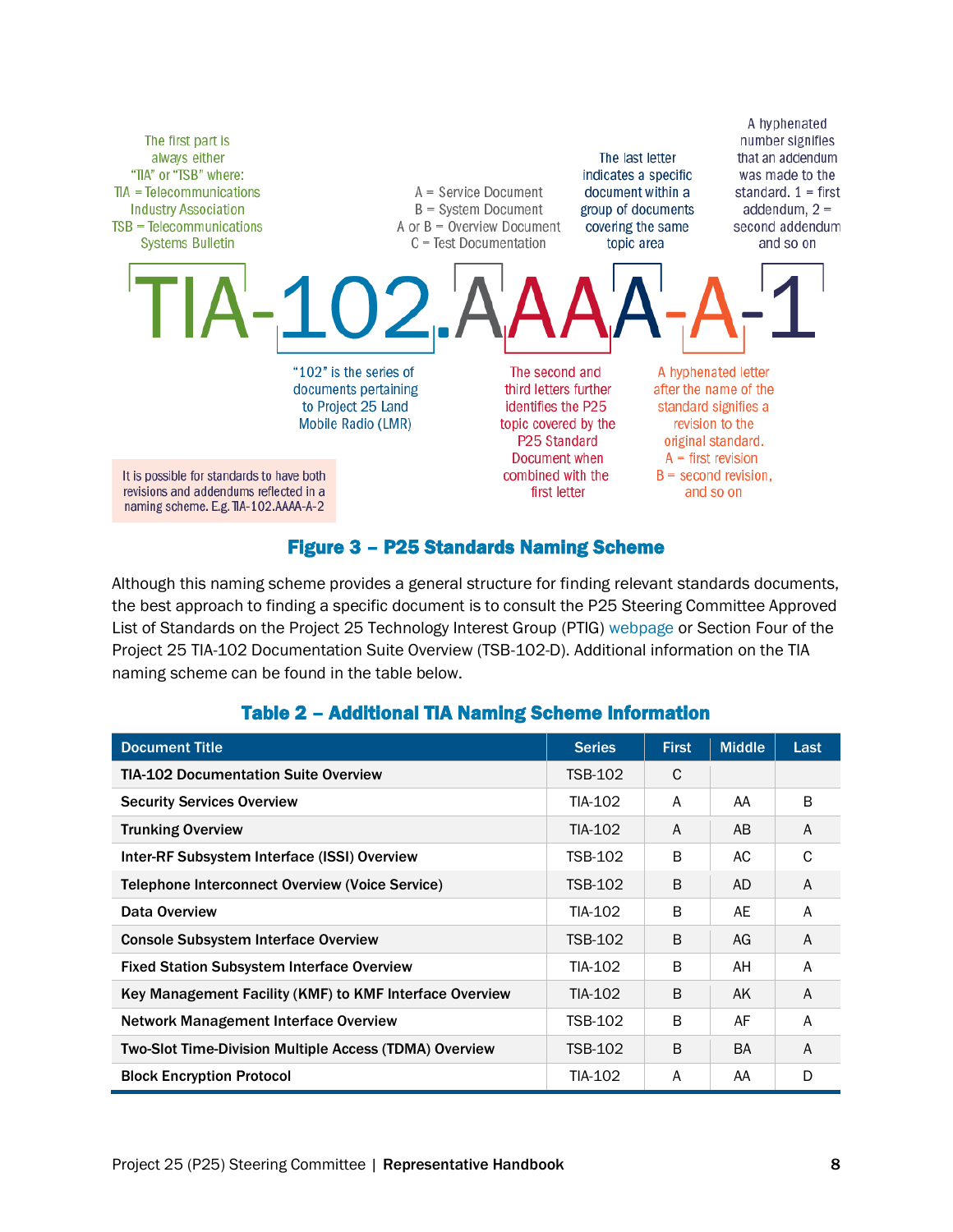The first part is always either "TIA" or "TSB" where:
TIA = Telecommunications Industry Association
TSB = Telecommunications Systems Bulletin

A = Service Document
B = System Document
A or B = Overview Document
C = Test Documentation

The last letter indicates a specific document within a group of documents covering the same topic area

A hyphenated number signifies that an addendum was made to the standard. 1 = first addendum, 2 = second addendum and so on

**TIA-102.AAAA-A-1**

"102" is the series of documents pertaining to Project 25 Land Mobile Radio (LMR)

The second and third letters further identifies the P25 topic covered by the P25 Standard Document when combined with the first letter

A hyphenated letter after the name of the standard signifies a revision to the original standard.
A = first revision
B = second revision, and so on

It is possible for standards to have both revisions and addendums reflected in a naming scheme. E.g. TIA-102.AAAA-A-2

**Figure 3 – P25 Standards Naming Scheme**

Although this naming scheme provides a general structure for finding relevant standards documents, the best approach to finding a specific document is to consult the P25 Steering Committee Approved List of Standards on the Project 25 Technology Interest Group (PTIG) webpage or Section Four of the Project 25 TIA-102 Documentation Suite Overview (TSB-102-D). Additional information on the TIA naming scheme can be found in the table below.

**Table 2 – Additional TIA Naming Scheme Information**

| Document Title | Series | First | Middle | Last |
|---|---|---|---|---|
| TIA-102 Documentation Suite Overview | TSB-102 | C | | |
| Security Services Overview | TIA-102 | A | AA | B |
| Trunking Overview | TIA-102 | A | AB | A |
| Inter-RF Subsystem Interface (ISSI) Overview | TSB-102 | B | AC | C |
| Telephone Interconnect Overview (Voice Service) | TSB-102 | B | AD | A |
| Data Overview | TIA-102 | B | AE | A |
| Console Subsystem Interface Overview | TSB-102 | B | AG | A |
| Fixed Station Subsystem Interface Overview | TIA-102 | B | AH | A |
| Key Management Facility (KMF) to KMF Interface Overview | TIA-102 | B | AK | A |
| Network Management Interface Overview | TSB-102 | B | AF | A |
| Two-Slot Time-Division Multiple Access (TDMA) Overview | TSB-102 | B | BA | A |
| Block Encryption Protocol | TIA-102 | A | AA | D |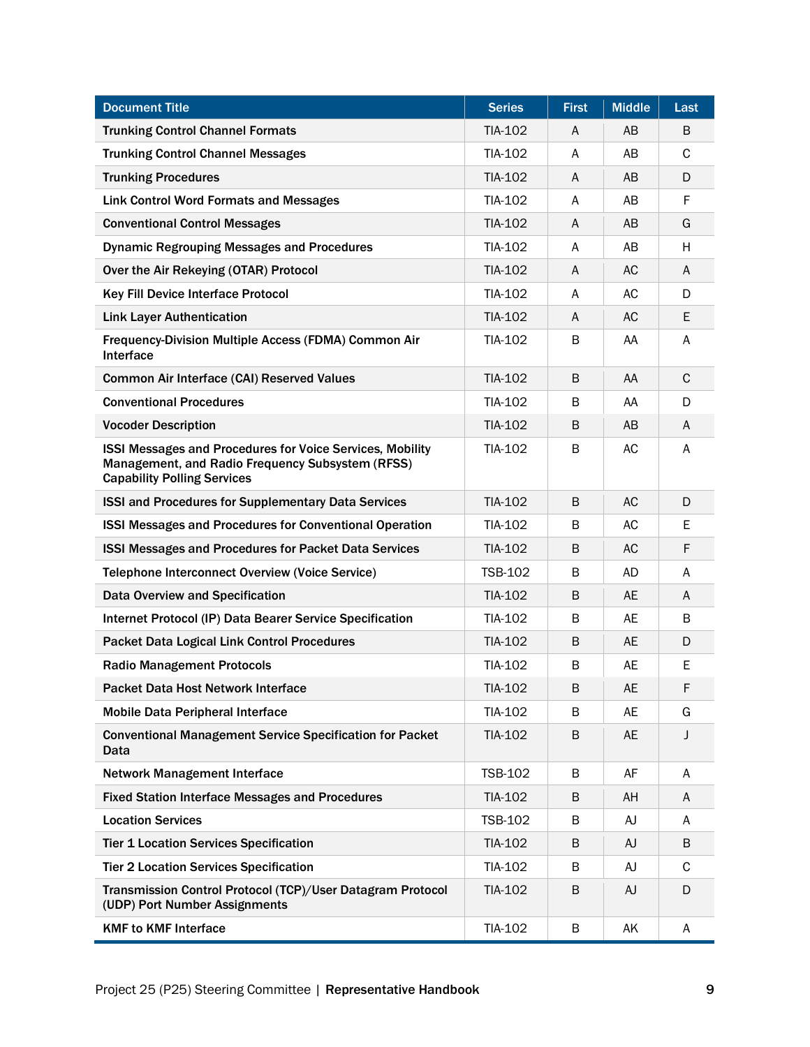| Document Title | Series | First | Middle | Last |
|---|---|---|---|---|
| Trunking Control Channel Formats | TIA-102 | A | AB | B |
| Trunking Control Channel Messages | TIA-102 | A | AB | C |
| Trunking Procedures | TIA-102 | A | AB | D |
| Link Control Word Formats and Messages | TIA-102 | A | AB | F |
| Conventional Control Messages | TIA-102 | A | AB | G |
| Dynamic Regrouping Messages and Procedures | TIA-102 | A | AB | H |
| Over the Air Rekeying (OTAR) Protocol | TIA-102 | A | AC | A |
| Key Fill Device Interface Protocol | TIA-102 | A | AC | D |
| Link Layer Authentication | TIA-102 | A | AC | E |
| Frequency-Division Multiple Access (FDMA) Common Air Interface | TIA-102 | B | AA | A |
| Common Air Interface (CAI) Reserved Values | TIA-102 | B | AA | C |
| Conventional Procedures | TIA-102 | B | AA | D |
| Vocoder Description | TIA-102 | B | AB | A |
| ISSI Messages and Procedures for Voice Services, Mobility Management, and Radio Frequency Subsystem (RFSS) Capability Polling Services | TIA-102 | B | AC | A |
| ISSI and Procedures for Supplementary Data Services | TIA-102 | B | AC | D |
| ISSI Messages and Procedures for Conventional Operation | TIA-102 | B | AC | E |
| ISSI Messages and Procedures for Packet Data Services | TIA-102 | B | AC | F |
| Telephone Interconnect Overview (Voice Service) | TSB-102 | B | AD | A |
| Data Overview and Specification | TIA-102 | B | AE | A |
| Internet Protocol (IP) Data Bearer Service Specification | TIA-102 | B | AE | B |
| Packet Data Logical Link Control Procedures | TIA-102 | B | AE | D |
| Radio Management Protocols | TIA-102 | B | AE | E |
| Packet Data Host Network Interface | TIA-102 | B | AE | F |
| Mobile Data Peripheral Interface | TIA-102 | B | AE | G |
| Conventional Management Service Specification for Packet Data | TIA-102 | B | AE | J |
| Network Management Interface | TSB-102 | B | AF | A |
| Fixed Station Interface Messages and Procedures | TIA-102 | B | AH | A |
| Location Services | TSB-102 | B | AJ | A |
| Tier 1 Location Services Specification | TIA-102 | B | AJ | B |
| Tier 2 Location Services Specification | TIA-102 | B | AJ | C |
| Transmission Control Protocol (TCP)/User Datagram Protocol (UDP) Port Number Assignments | TIA-102 | B | AJ | D |
| KMF to KMF Interface | TIA-102 | B | AK | A |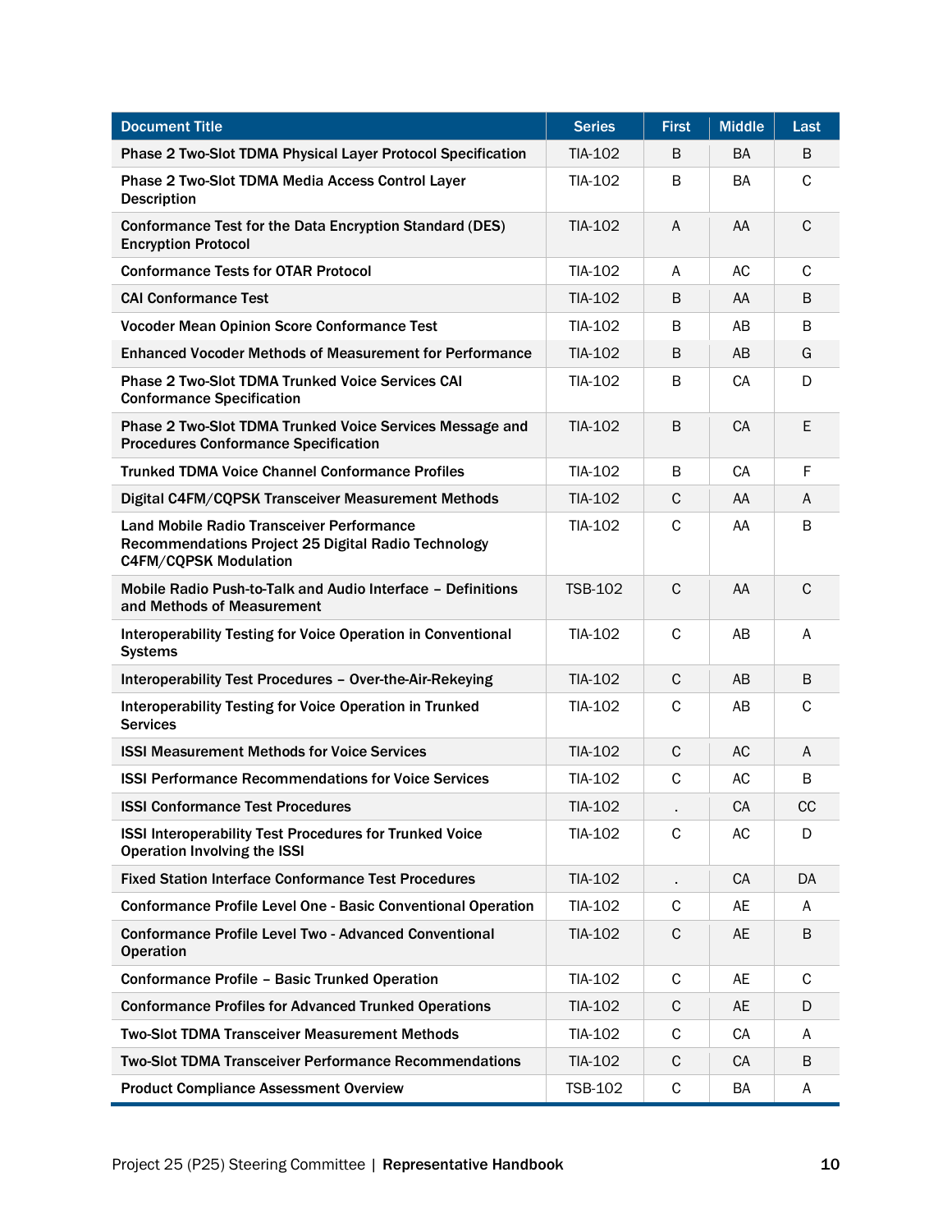| Document Title | Series | First | Middle | Last |
| --- | --- | --- | --- | --- |
| Phase 2 Two-Slot TDMA Physical Layer Protocol Specification | TIA-102 | B | BA | B |
| Phase 2 Two-Slot TDMA Media Access Control Layer Description | TIA-102 | B | BA | C |
| Conformance Test for the Data Encryption Standard (DES) Encryption Protocol | TIA-102 | A | AA | C |
| Conformance Tests for OTAR Protocol | TIA-102 | A | AC | C |
| CAI Conformance Test | TIA-102 | B | AA | B |
| Vocoder Mean Opinion Score Conformance Test | TIA-102 | B | AB | B |
| Enhanced Vocoder Methods of Measurement for Performance | TIA-102 | B | AB | G |
| Phase 2 Two-Slot TDMA Trunked Voice Services CAI Conformance Specification | TIA-102 | B | CA | D |
| Phase 2 Two-Slot TDMA Trunked Voice Services Message and Procedures Conformance Specification | TIA-102 | B | CA | E |
| Trunked TDMA Voice Channel Conformance Profiles | TIA-102 | B | CA | F |
| Digital C4FM/CQPSK Transceiver Measurement Methods | TIA-102 | C | AA | A |
| Land Mobile Radio Transceiver Performance Recommendations Project 25 Digital Radio Technology C4FM/CQPSK Modulation | TIA-102 | C | AA | B |
| Mobile Radio Push-to-Talk and Audio Interface – Definitions and Methods of Measurement | TSB-102 | C | AA | C |
| Interoperability Testing for Voice Operation in Conventional Systems | TIA-102 | C | AB | A |
| Interoperability Test Procedures – Over-the-Air-Rekeying | TIA-102 | C | AB | B |
| Interoperability Testing for Voice Operation in Trunked Services | TIA-102 | C | AB | C |
| ISSI Measurement Methods for Voice Services | TIA-102 | C | AC | A |
| ISSI Performance Recommendations for Voice Services | TIA-102 | C | AC | B |
| ISSI Conformance Test Procedures | TIA-102 | . | CA | CC |
| ISSI Interoperability Test Procedures for Trunked Voice Operation Involving the ISSI | TIA-102 | C | AC | D |
| Fixed Station Interface Conformance Test Procedures | TIA-102 | . | CA | DA |
| Conformance Profile Level One - Basic Conventional Operation | TIA-102 | C | AE | A |
| Conformance Profile Level Two - Advanced Conventional Operation | TIA-102 | C | AE | B |
| Conformance Profile – Basic Trunked Operation | TIA-102 | C | AE | C |
| Conformance Profiles for Advanced Trunked Operations | TIA-102 | C | AE | D |
| Two-Slot TDMA Transceiver Measurement Methods | TIA-102 | C | CA | A |
| Two-Slot TDMA Transceiver Performance Recommendations | TIA-102 | C | CA | B |
| Product Compliance Assessment Overview | TSB-102 | C | BA | A |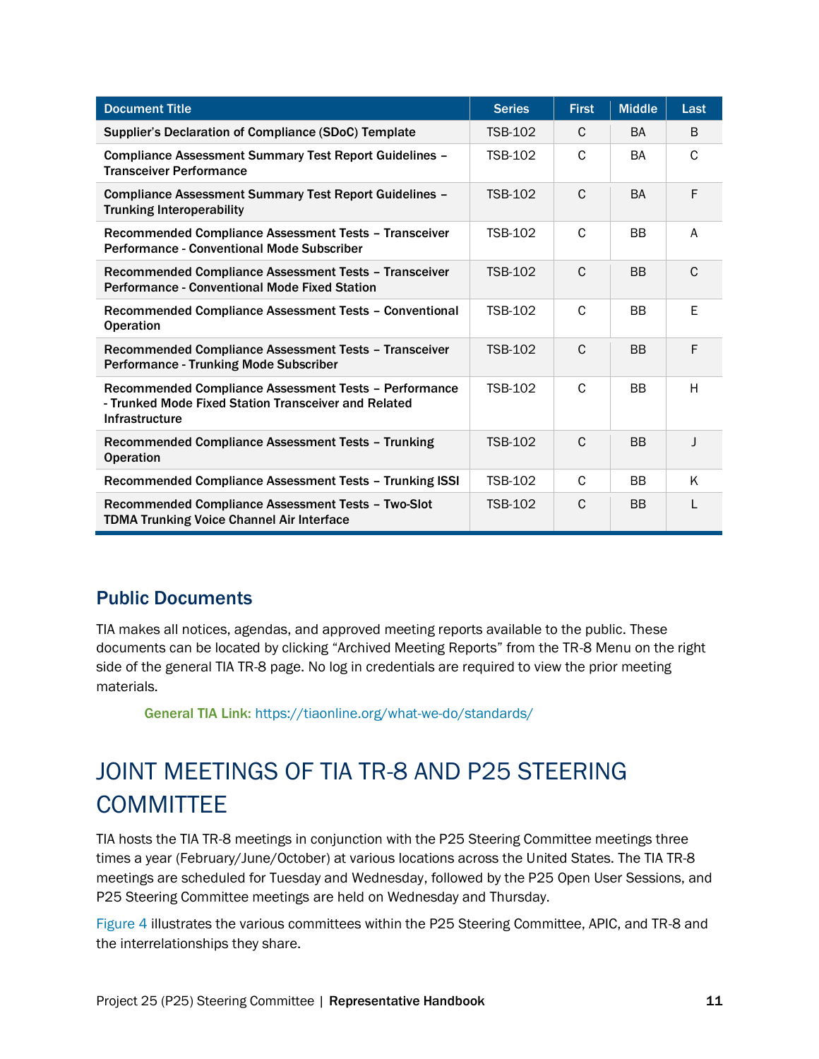| Document Title | Series | First | Middle | Last |
|---|---|---|---|---|
| **Supplier's Declaration of Compliance (SDoC) Template** | TSB-102 | C | BA | B |
| **Compliance Assessment Summary Test Report Guidelines – Transceiver Performance** | TSB-102 | C | BA | C |
| **Compliance Assessment Summary Test Report Guidelines – Trunking Interoperability** | TSB-102 | C | BA | F |
| **Recommended Compliance Assessment Tests – Transceiver Performance - Conventional Mode Subscriber** | TSB-102 | C | BB | A |
| **Recommended Compliance Assessment Tests – Transceiver Performance - Conventional Mode Fixed Station** | TSB-102 | C | BB | C |
| **Recommended Compliance Assessment Tests – Conventional Operation** | TSB-102 | C | BB | E |
| **Recommended Compliance Assessment Tests – Transceiver Performance - Trunking Mode Subscriber** | TSB-102 | C | BB | F |
| **Recommended Compliance Assessment Tests – Performance - Trunked Mode Fixed Station Transceiver and Related Infrastructure** | TSB-102 | C | BB | H |
| **Recommended Compliance Assessment Tests – Trunking Operation** | TSB-102 | C | BB | J |
| **Recommended Compliance Assessment Tests – Trunking ISSI** | TSB-102 | C | BB | K |
| **Recommended Compliance Assessment Tests – Two-Slot TDMA Trunking Voice Channel Air Interface** | TSB-102 | C | BB | L |

### Public Documents

TIA makes all notices, agendas, and approved meeting reports available to the public. These documents can be located by clicking "Archived Meeting Reports" from the TR-8 Menu on the right side of the general TIA TR-8 page. No log in credentials are required to view the prior meeting materials.

**General TIA Link:** https://tiaonline.org/what-we-do/standards/

## JOINT MEETINGS OF TIA TR-8 AND P25 STEERING COMMITTEE

TIA hosts the TIA TR-8 meetings in conjunction with the P25 Steering Committee meetings three times a year (February/June/October) at various locations across the United States. The TIA TR-8 meetings are scheduled for Tuesday and Wednesday, followed by the P25 Open User Sessions, and P25 Steering Committee meetings are held on Wednesday and Thursday.

Figure 4 illustrates the various committees within the P25 Steering Committee, APIC, and TR-8 and the interrelationships they share.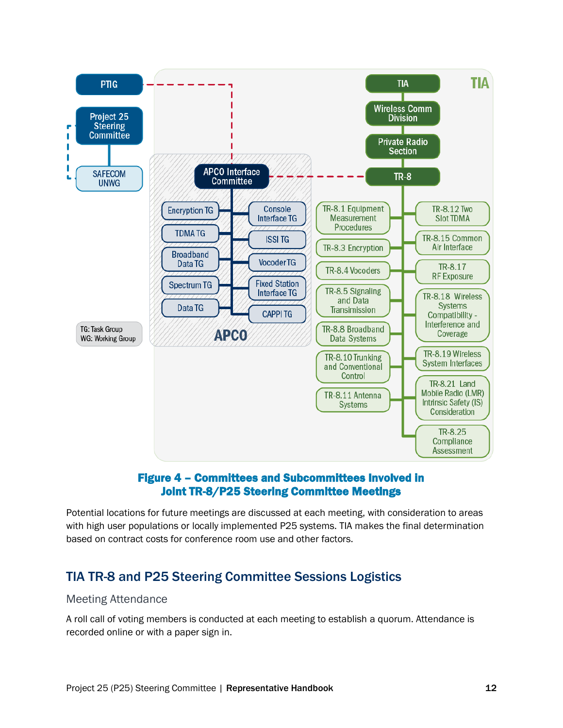PTIG

Project 25 Steering Committee

SAFECOM UNWG

APCO Interface Committee

- Encryption TG
- TDMA TG
- Broadband Data TG
- Spectrum TG
- Data TG
- Console Interface TG
- ISSI TG
- Vocoder TG
- Fixed Station Interface TG
- CAPPI TG

APCO

TIA

- TIA
- Wireless Comm Division
- Private Radio Section
- TR-8

TR-8 subcommittees:

- TR-8.1 Equipment Measurement Procedures
- TR-8.3 Encryption
- TR-8.4 Vocoders
- TR-8.5 Signaling and Data Transmission
- TR-8.8 Broadband Data Systems
- TR-8.10 Trunking and Conventional Control
- TR-8.11 Antenna Systems
- TR-8.12 Two Slot TDMA
- TR-8.15 Common Air Interface
- TR-8.17 RF Exposure
- TR-8.18 Wireless Systems Compatibility - Interference and Coverage
- TR-8.19 Wireless System Interfaces
- TR-8.21 Land Mobile Radio (LMR) Intrinsic Safety (IS) Consideration
- TR-8.25 Compliance Assessment

TG: Task Group
WG: Working Group

**Figure 4 – Committees and Subcommittees Involved in Joint TR-8/P25 Steering Committee Meetings**

Potential locations for future meetings are discussed at each meeting, with consideration to areas with high user populations or locally implemented P25 systems. TIA makes the final determination based on contract costs for conference room use and other factors.

## TIA TR-8 and P25 Steering Committee Sessions Logistics

### Meeting Attendance

A roll call of voting members is conducted at each meeting to establish a quorum. Attendance is recorded online or with a paper sign in.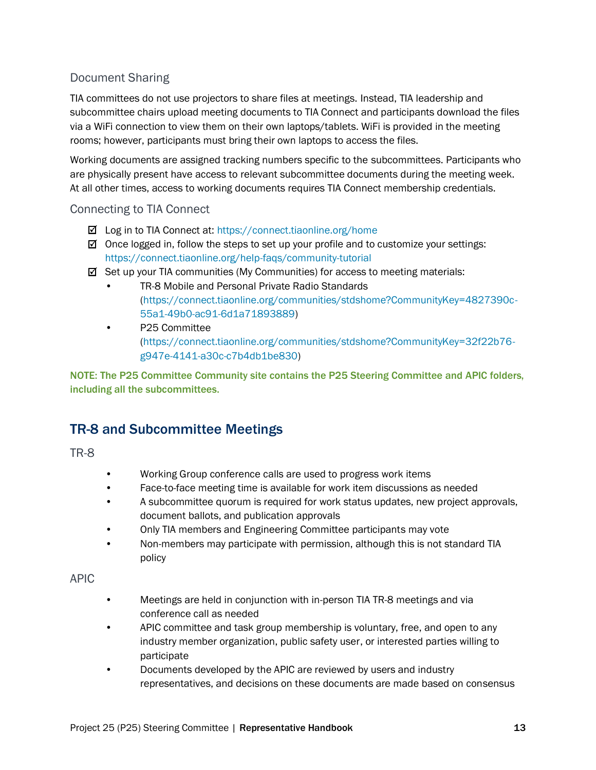### Document Sharing

TIA committees do not use projectors to share files at meetings. Instead, TIA leadership and subcommittee chairs upload meeting documents to TIA Connect and participants download the files via a WiFi connection to view them on their own laptops/tablets. WiFi is provided in the meeting rooms; however, participants must bring their own laptops to access the files.

Working documents are assigned tracking numbers specific to the subcommittees. Participants who are physically present have access to relevant subcommittee documents during the meeting week. At all other times, access to working documents requires TIA Connect membership credentials.

### Connecting to TIA Connect

- ☑ Log in to TIA Connect at: https://connect.tiaonline.org/home
- ☑ Once logged in, follow the steps to set up your profile and to customize your settings: https://connect.tiaonline.org/help-faqs/community-tutorial
- ☑ Set up your TIA communities (My Communities) for access to meeting materials:
  - TR-8 Mobile and Personal Private Radio Standards (https://connect.tiaonline.org/communities/stdshome?CommunityKey=4827390c-55a1-49b0-ac91-6d1a71893889)
  - P25 Committee (https://connect.tiaonline.org/communities/stdshome?CommunityKey=32f22b76-g947e-4141-a30c-c7b4db1be830)

**NOTE: The P25 Committee Community site contains the P25 Steering Committee and APIC folders, including all the subcommittees.**

## TR-8 and Subcommittee Meetings

### TR-8

- Working Group conference calls are used to progress work items
- Face-to-face meeting time is available for work item discussions as needed
- A subcommittee quorum is required for work status updates, new project approvals, document ballots, and publication approvals
- Only TIA members and Engineering Committee participants may vote
- Non-members may participate with permission, although this is not standard TIA policy

### APIC

- Meetings are held in conjunction with in-person TIA TR-8 meetings and via conference call as needed
- APIC committee and task group membership is voluntary, free, and open to any industry member organization, public safety user, or interested parties willing to participate
- Documents developed by the APIC are reviewed by users and industry representatives, and decisions on these documents are made based on consensus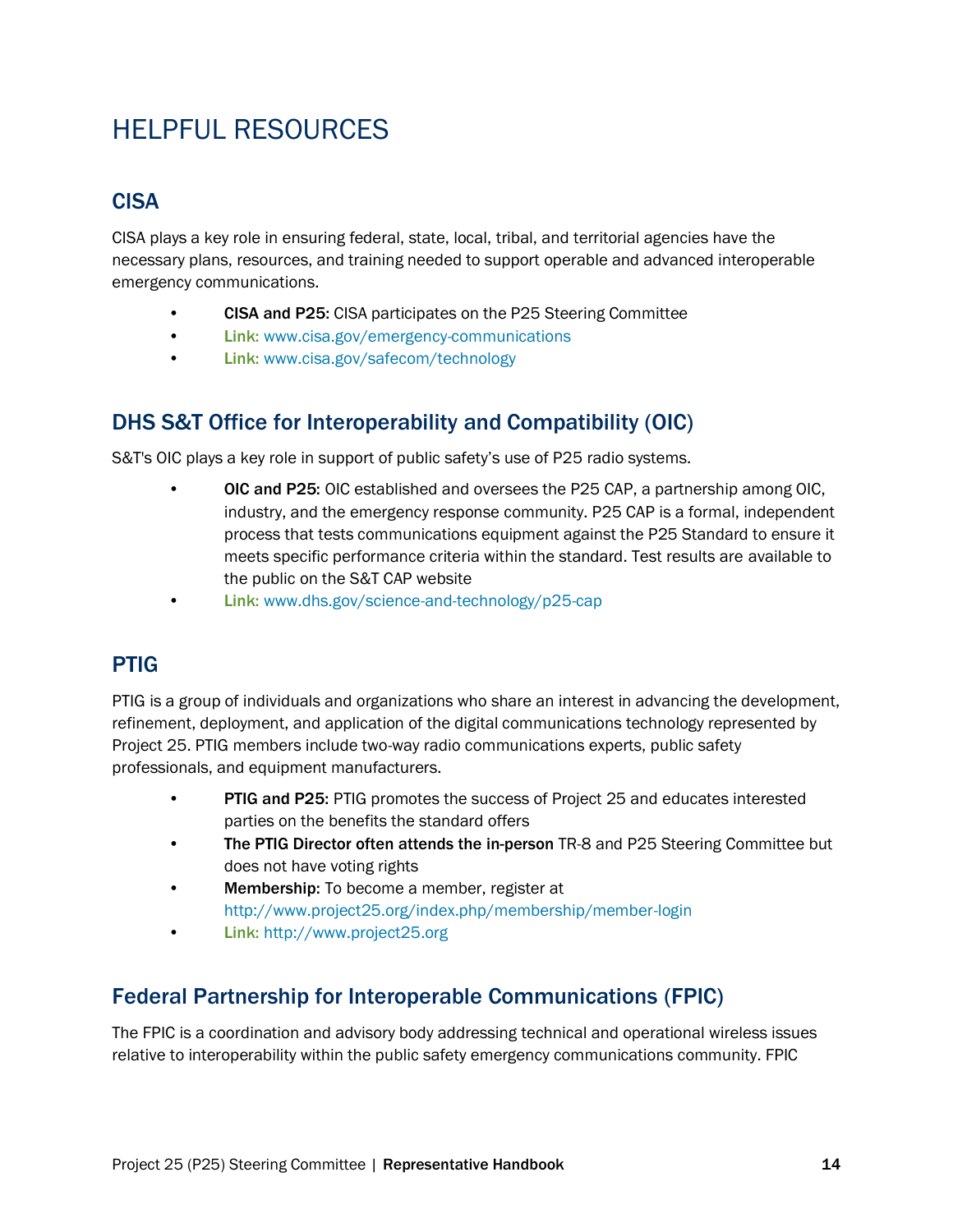# HELPFUL RESOURCES

## CISA

CISA plays a key role in ensuring federal, state, local, tribal, and territorial agencies have the necessary plans, resources, and training needed to support operable and advanced interoperable emergency communications.

- **CISA and P25**: CISA participates on the P25 Steering Committee
- **Link:** www.cisa.gov/emergency-communications
- **Link:** www.cisa.gov/safecom/technology

## DHS S&T Office for Interoperability and Compatibility (OIC)

S&T's OIC plays a key role in support of public safety's use of P25 radio systems.

- **OIC and P25**: OIC established and oversees the P25 CAP, a partnership among OIC, industry, and the emergency response community. P25 CAP is a formal, independent process that tests communications equipment against the P25 Standard to ensure it meets specific performance criteria within the standard. Test results are available to the public on the S&T CAP website
- **Link:** www.dhs.gov/science-and-technology/p25-cap

## PTIG

PTIG is a group of individuals and organizations who share an interest in advancing the development, refinement, deployment, and application of the digital communications technology represented by Project 25. PTIG members include two-way radio communications experts, public safety professionals, and equipment manufacturers.

- **PTIG and P25**: PTIG promotes the success of Project 25 and educates interested parties on the benefits the standard offers
- **The PTIG Director often attends the in-person** TR-8 and P25 Steering Committee but does not have voting rights
- **Membership:** To become a member, register at http://www.project25.org/index.php/membership/member-login
- **Link:** http://www.project25.org

## Federal Partnership for Interoperable Communications (FPIC)

The FPIC is a coordination and advisory body addressing technical and operational wireless issues relative to interoperability within the public safety emergency communications community. FPIC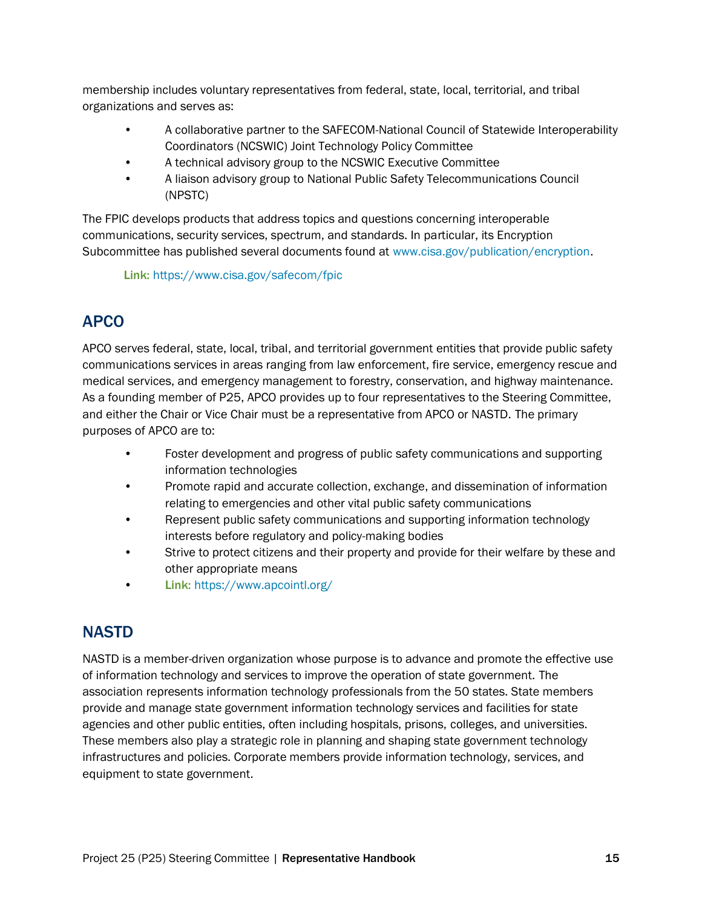membership includes voluntary representatives from federal, state, local, territorial, and tribal organizations and serves as:

- A collaborative partner to the SAFECOM-National Council of Statewide Interoperability Coordinators (NCSWIC) Joint Technology Policy Committee
- A technical advisory group to the NCSWIC Executive Committee
- A liaison advisory group to National Public Safety Telecommunications Council (NPSTC)

The FPIC develops products that address topics and questions concerning interoperable communications, security services, spectrum, and standards. In particular, its Encryption Subcommittee has published several documents found at www.cisa.gov/publication/encryption.

**Link:** https://www.cisa.gov/safecom/fpic

## APCO

APCO serves federal, state, local, tribal, and territorial government entities that provide public safety communications services in areas ranging from law enforcement, fire service, emergency rescue and medical services, and emergency management to forestry, conservation, and highway maintenance. As a founding member of P25, APCO provides up to four representatives to the Steering Committee, and either the Chair or Vice Chair must be a representative from APCO or NASTD. The primary purposes of APCO are to:

- Foster development and progress of public safety communications and supporting information technologies
- Promote rapid and accurate collection, exchange, and dissemination of information relating to emergencies and other vital public safety communications
- Represent public safety communications and supporting information technology interests before regulatory and policy-making bodies
- Strive to protect citizens and their property and provide for their welfare by these and other appropriate means
- **Link:** https://www.apcointl.org/

## NASTD

NASTD is a member-driven organization whose purpose is to advance and promote the effective use of information technology and services to improve the operation of state government. The association represents information technology professionals from the 50 states. State members provide and manage state government information technology services and facilities for state agencies and other public entities, often including hospitals, prisons, colleges, and universities. These members also play a strategic role in planning and shaping state government technology infrastructures and policies. Corporate members provide information technology, services, and equipment to state government.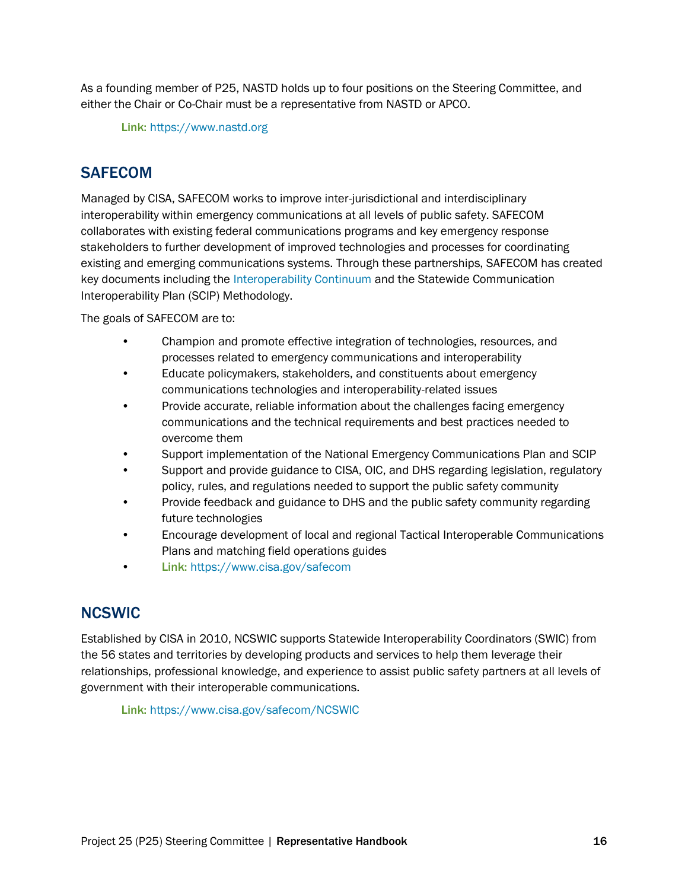As a founding member of P25, NASTD holds up to four positions on the Steering Committee, and either the Chair or Co-Chair must be a representative from NASTD or APCO.

**Link**: https://www.nastd.org

## SAFECOM

Managed by CISA, SAFECOM works to improve inter-jurisdictional and interdisciplinary interoperability within emergency communications at all levels of public safety. SAFECOM collaborates with existing federal communications programs and key emergency response stakeholders to further development of improved technologies and processes for coordinating existing and emerging communications systems. Through these partnerships, SAFECOM has created key documents including the Interoperability Continuum and the Statewide Communication Interoperability Plan (SCIP) Methodology.

The goals of SAFECOM are to:

- Champion and promote effective integration of technologies, resources, and processes related to emergency communications and interoperability
- Educate policymakers, stakeholders, and constituents about emergency communications technologies and interoperability-related issues
- Provide accurate, reliable information about the challenges facing emergency communications and the technical requirements and best practices needed to overcome them
- Support implementation of the National Emergency Communications Plan and SCIP
- Support and provide guidance to CISA, OIC, and DHS regarding legislation, regulatory policy, rules, and regulations needed to support the public safety community
- Provide feedback and guidance to DHS and the public safety community regarding future technologies
- Encourage development of local and regional Tactical Interoperable Communications Plans and matching field operations guides
- **Link**: https://www.cisa.gov/safecom

## NCSWIC

Established by CISA in 2010, NCSWIC supports Statewide Interoperability Coordinators (SWIC) from the 56 states and territories by developing products and services to help them leverage their relationships, professional knowledge, and experience to assist public safety partners at all levels of government with their interoperable communications.

**Link**: https://www.cisa.gov/safecom/NCSWIC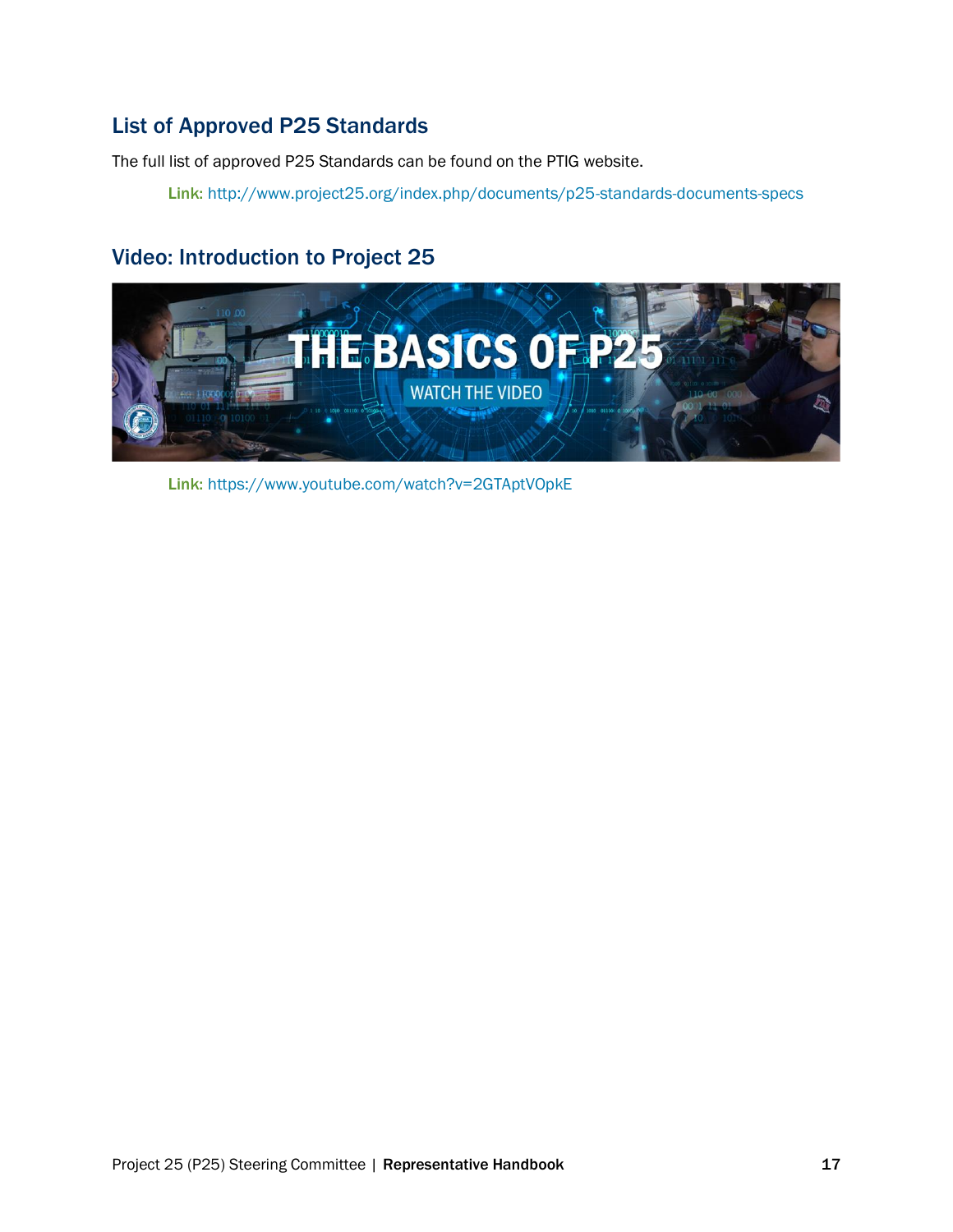## List of Approved P25 Standards

The full list of approved P25 Standards can be found on the PTIG website.

**Link:** http://www.project25.org/index.php/documents/p25-standards-documents-specs

## Video: Introduction to Project 25

**Link:** https://www.youtube.com/watch?v=2GTAptVOpkE